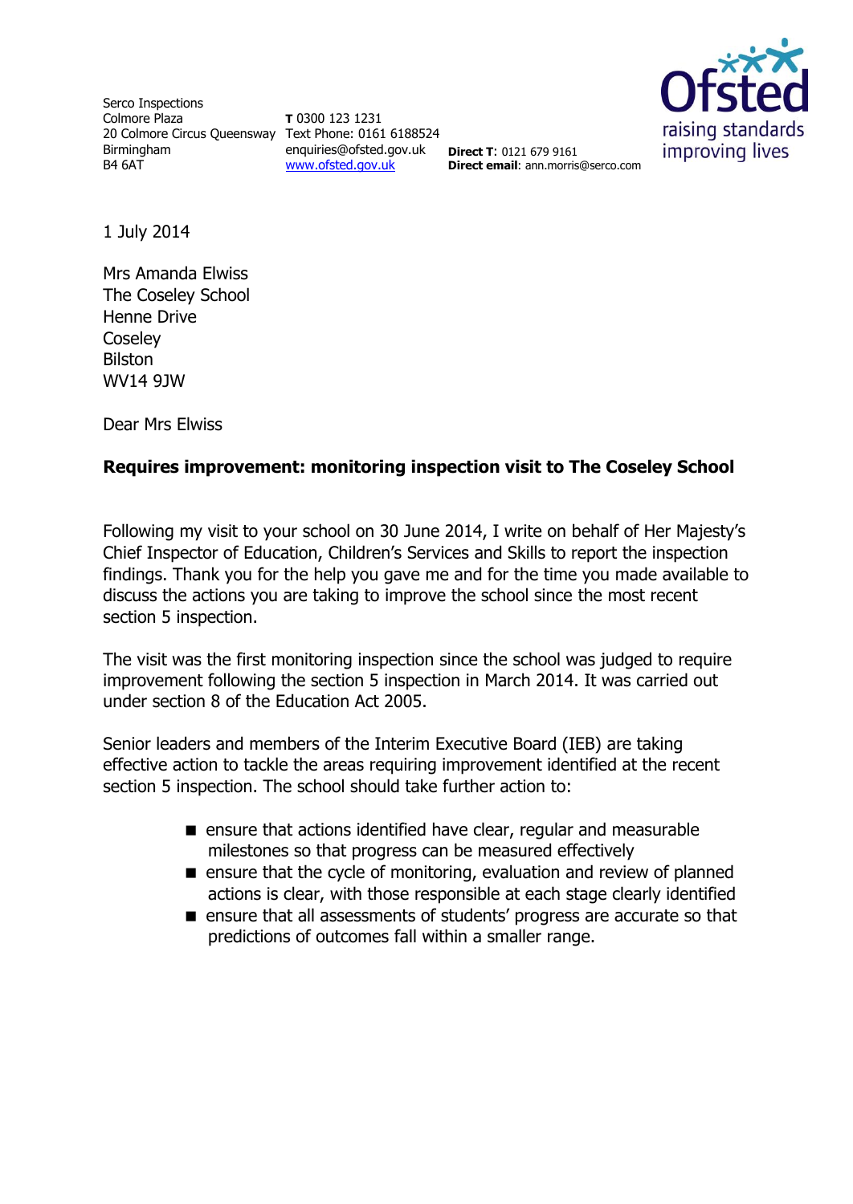Serco Inspections
Colmore Plaza
20 Colmore Circus Queensway
Birmingham
B4 6AT

**T** 0300 123 1231
Text Phone: 0161 6188524
enquiries@ofsted.gov.uk
www.ofsted.gov.uk

**Direct T**: 0121 679 9161
**Direct email**: ann.morris@serco.com

1 July 2014

Mrs Amanda Elwiss
The Coseley School
Henne Drive
Coseley
Bilston
WV14 9JW

Dear Mrs Elwiss

**Requires improvement: monitoring inspection visit to The Coseley School**

Following my visit to your school on 30 June 2014, I write on behalf of Her Majesty's Chief Inspector of Education, Children's Services and Skills to report the inspection findings. Thank you for the help you gave me and for the time you made available to discuss the actions you are taking to improve the school since the most recent section 5 inspection.

The visit was the first monitoring inspection since the school was judged to require improvement following the section 5 inspection in March 2014. It was carried out under section 8 of the Education Act 2005.

Senior leaders and members of the Interim Executive Board (IEB) are taking effective action to tackle the areas requiring improvement identified at the recent section 5 inspection. The school should take further action to:

- ensure that actions identified have clear, regular and measurable milestones so that progress can be measured effectively
- ensure that the cycle of monitoring, evaluation and review of planned actions is clear, with those responsible at each stage clearly identified
- ensure that all assessments of students' progress are accurate so that predictions of outcomes fall within a smaller range.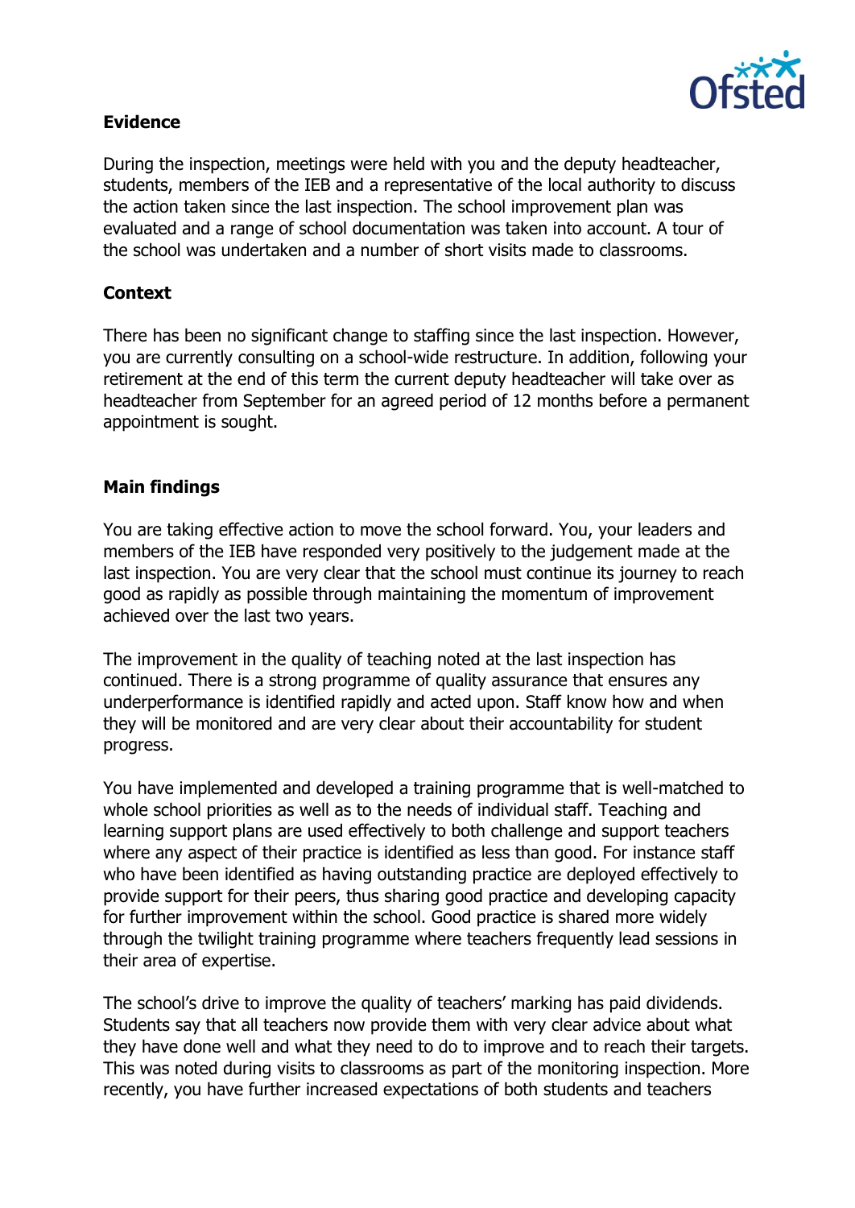## Evidence

During the inspection, meetings were held with you and the deputy headteacher, students, members of the IEB and a representative of the local authority to discuss the action taken since the last inspection. The school improvement plan was evaluated and a range of school documentation was taken into account. A tour of the school was undertaken and a number of short visits made to classrooms.

## Context

There has been no significant change to staffing since the last inspection. However, you are currently consulting on a school-wide restructure. In addition, following your retirement at the end of this term the current deputy headteacher will take over as headteacher from September for an agreed period of 12 months before a permanent appointment is sought.

## Main findings

You are taking effective action to move the school forward. You, your leaders and members of the IEB have responded very positively to the judgement made at the last inspection. You are very clear that the school must continue its journey to reach good as rapidly as possible through maintaining the momentum of improvement achieved over the last two years.

The improvement in the quality of teaching noted at the last inspection has continued. There is a strong programme of quality assurance that ensures any underperformance is identified rapidly and acted upon. Staff know how and when they will be monitored and are very clear about their accountability for student progress.

You have implemented and developed a training programme that is well-matched to whole school priorities as well as to the needs of individual staff. Teaching and learning support plans are used effectively to both challenge and support teachers where any aspect of their practice is identified as less than good. For instance staff who have been identified as having outstanding practice are deployed effectively to provide support for their peers, thus sharing good practice and developing capacity for further improvement within the school. Good practice is shared more widely through the twilight training programme where teachers frequently lead sessions in their area of expertise.

The school's drive to improve the quality of teachers' marking has paid dividends. Students say that all teachers now provide them with very clear advice about what they have done well and what they need to do to improve and to reach their targets. This was noted during visits to classrooms as part of the monitoring inspection. More recently, you have further increased expectations of both students and teachers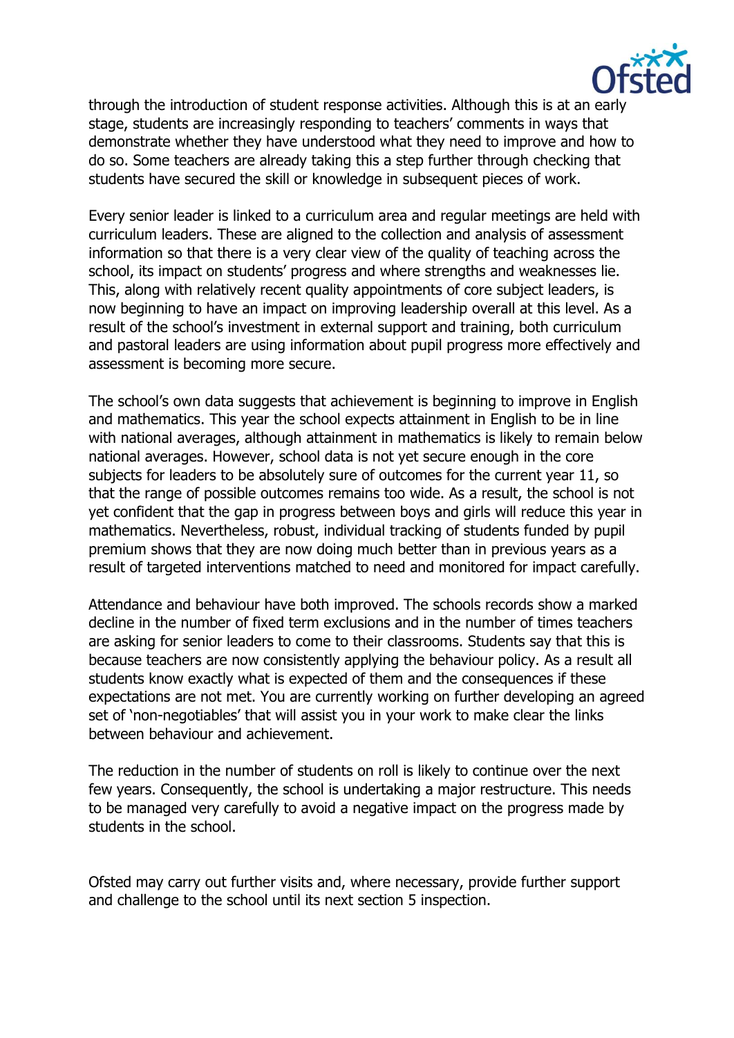through the introduction of student response activities. Although this is at an early stage, students are increasingly responding to teachers' comments in ways that demonstrate whether they have understood what they need to improve and how to do so. Some teachers are already taking this a step further through checking that students have secured the skill or knowledge in subsequent pieces of work.

Every senior leader is linked to a curriculum area and regular meetings are held with curriculum leaders. These are aligned to the collection and analysis of assessment information so that there is a very clear view of the quality of teaching across the school, its impact on students' progress and where strengths and weaknesses lie. This, along with relatively recent quality appointments of core subject leaders, is now beginning to have an impact on improving leadership overall at this level. As a result of the school's investment in external support and training, both curriculum and pastoral leaders are using information about pupil progress more effectively and assessment is becoming more secure.

The school's own data suggests that achievement is beginning to improve in English and mathematics. This year the school expects attainment in English to be in line with national averages, although attainment in mathematics is likely to remain below national averages. However, school data is not yet secure enough in the core subjects for leaders to be absolutely sure of outcomes for the current year 11, so that the range of possible outcomes remains too wide. As a result, the school is not yet confident that the gap in progress between boys and girls will reduce this year in mathematics. Nevertheless, robust, individual tracking of students funded by pupil premium shows that they are now doing much better than in previous years as a result of targeted interventions matched to need and monitored for impact carefully.

Attendance and behaviour have both improved. The schools records show a marked decline in the number of fixed term exclusions and in the number of times teachers are asking for senior leaders to come to their classrooms. Students say that this is because teachers are now consistently applying the behaviour policy. As a result all students know exactly what is expected of them and the consequences if these expectations are not met. You are currently working on further developing an agreed set of 'non-negotiables' that will assist you in your work to make clear the links between behaviour and achievement.

The reduction in the number of students on roll is likely to continue over the next few years. Consequently, the school is undertaking a major restructure. This needs to be managed very carefully to avoid a negative impact on the progress made by students in the school.

Ofsted may carry out further visits and, where necessary, provide further support and challenge to the school until its next section 5 inspection.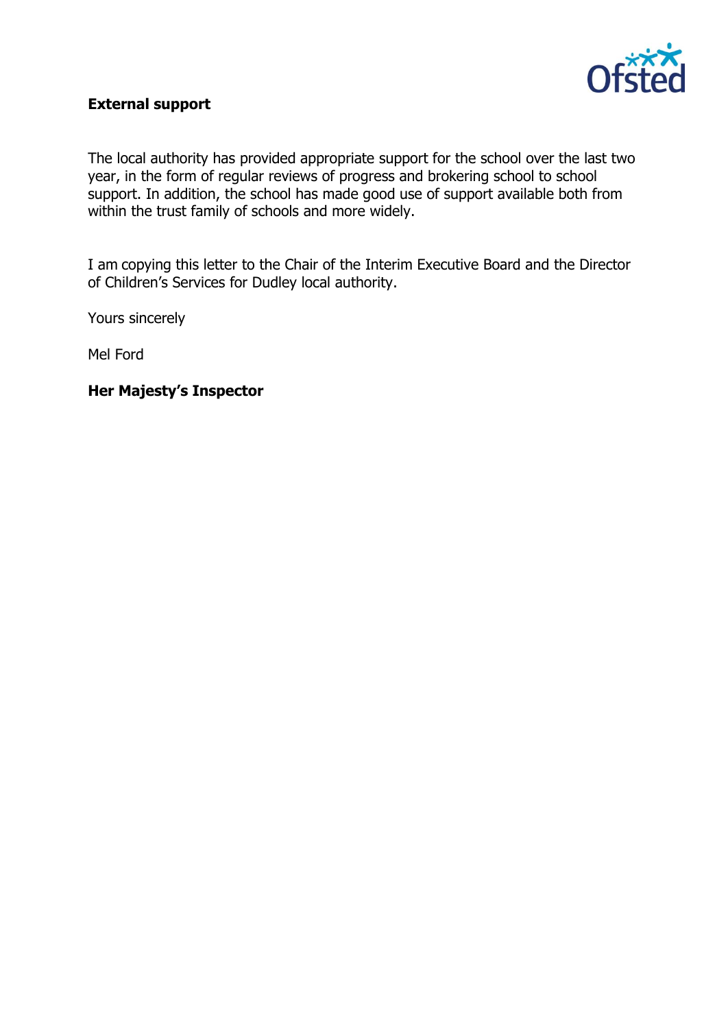**External support**

The local authority has provided appropriate support for the school over the last two year, in the form of regular reviews of progress and brokering school to school support. In addition, the school has made good use of support available both from within the trust family of schools and more widely.

I am copying this letter to the Chair of the Interim Executive Board and the Director of Children's Services for Dudley local authority.

Yours sincerely

Mel Ford

**Her Majesty's Inspector**